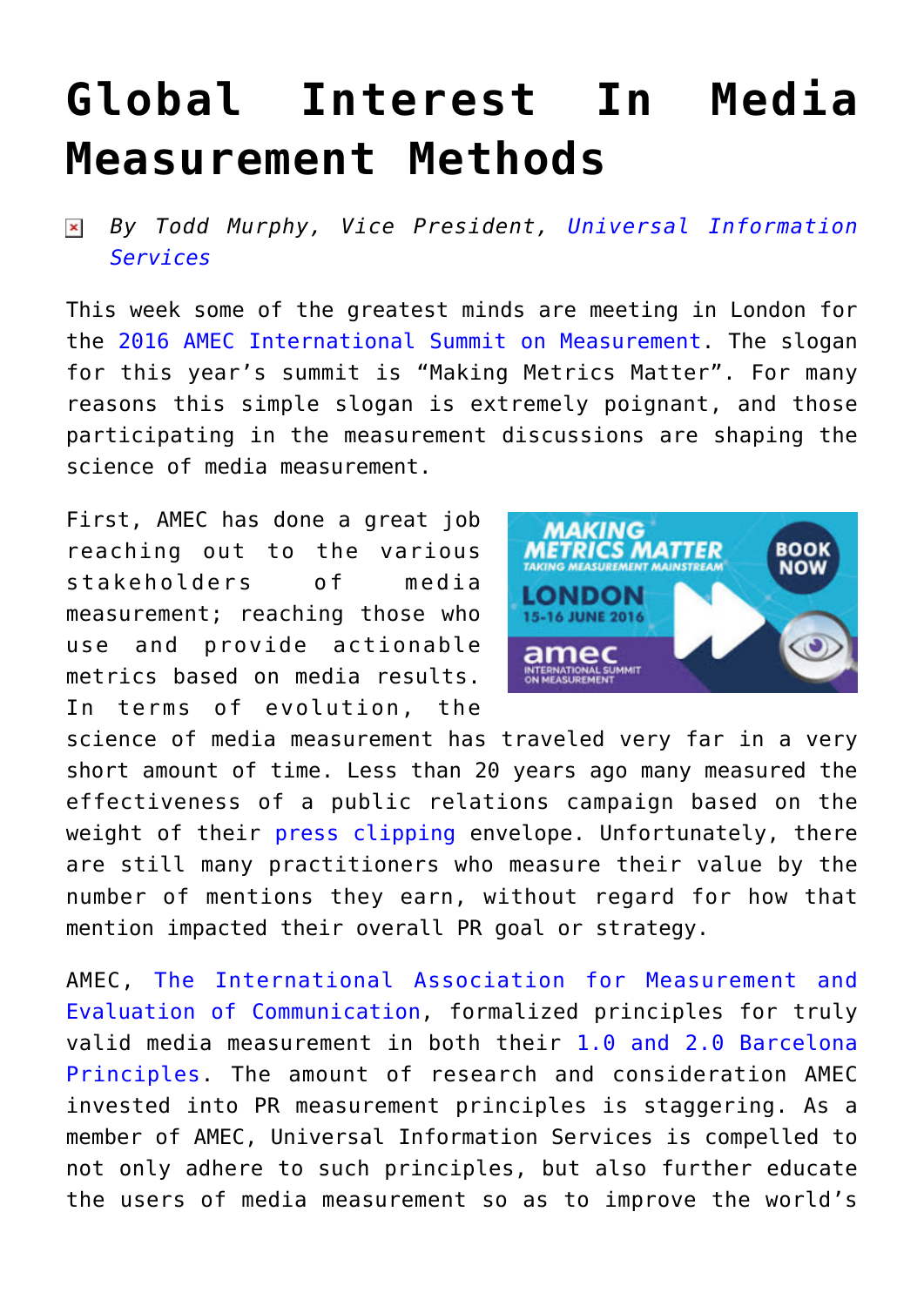# Global Interest In Media Measurement Methods

*By Todd Murphy, Vice President, Universal Information Services*

This week some of the greatest minds are meeting in London for the 2016 AMEC International Summit on Measurement. The slogan for this year's summit is "Making Metrics Matter". For many reasons this simple slogan is extremely poignant, and those participating in the measurement discussions are shaping the science of media measurement.

First, AMEC has done a great job reaching out to the various stakeholders of media measurement; reaching those who use and provide actionable metrics based on media results. In terms of evolution, the science of media measurement has traveled very far in a very short amount of time. Less than 20 years ago many measured the effectiveness of a public relations campaign based on the weight of their press clipping envelope. Unfortunately, there are still many practitioners who measure their value by the number of mentions they earn, without regard for how that mention impacted their overall PR goal or strategy.

AMEC, The International Association for Measurement and Evaluation of Communication, formalized principles for truly valid media measurement in both their 1.0 and 2.0 Barcelona Principles. The amount of research and consideration AMEC invested into PR measurement principles is staggering. As a member of AMEC, Universal Information Services is compelled to not only adhere to such principles, but also further educate the users of media measurement so as to improve the world's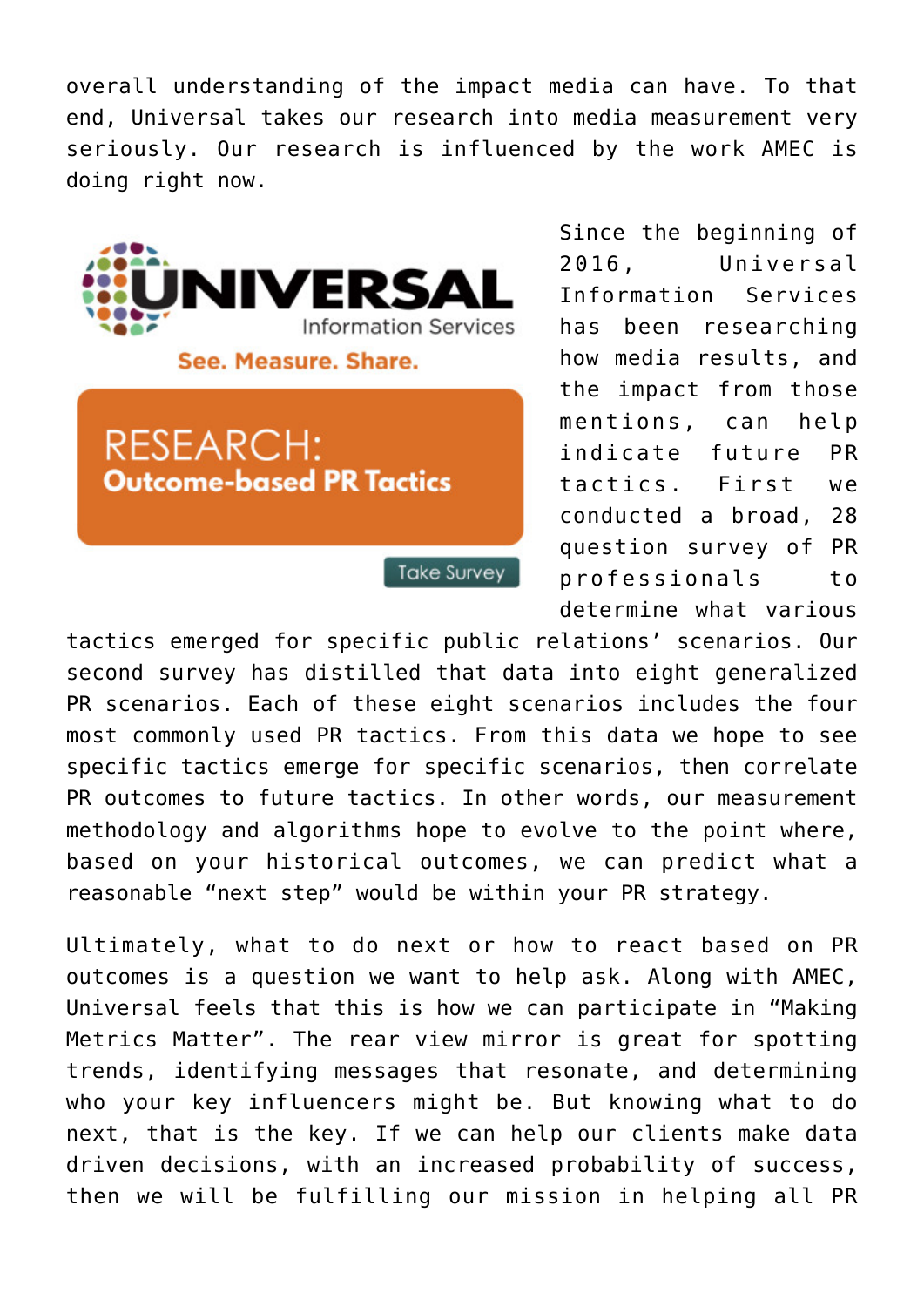overall understanding of the impact media can have. To that end, Universal takes our research into media measurement very seriously. Our research is influenced by the work AMEC is doing right now.

Since the beginning of 2016, Universal Information Services has been researching how media results, and the impact from those mentions, can help indicate future PR tactics. First we conducted a broad, 28 question survey of PR professionals to determine what various tactics emerged for specific public relations' scenarios. Our second survey has distilled that data into eight generalized PR scenarios. Each of these eight scenarios includes the four most commonly used PR tactics. From this data we hope to see specific tactics emerge for specific scenarios, then correlate PR outcomes to future tactics. In other words, our measurement methodology and algorithms hope to evolve to the point where, based on your historical outcomes, we can predict what a reasonable "next step" would be within your PR strategy.

Ultimately, what to do next or how to react based on PR outcomes is a question we want to help ask. Along with AMEC, Universal feels that this is how we can participate in "Making Metrics Matter". The rear view mirror is great for spotting trends, identifying messages that resonate, and determining who your key influencers might be. But knowing what to do next, that is the key. If we can help our clients make data driven decisions, with an increased probability of success, then we will be fulfilling our mission in helping all PR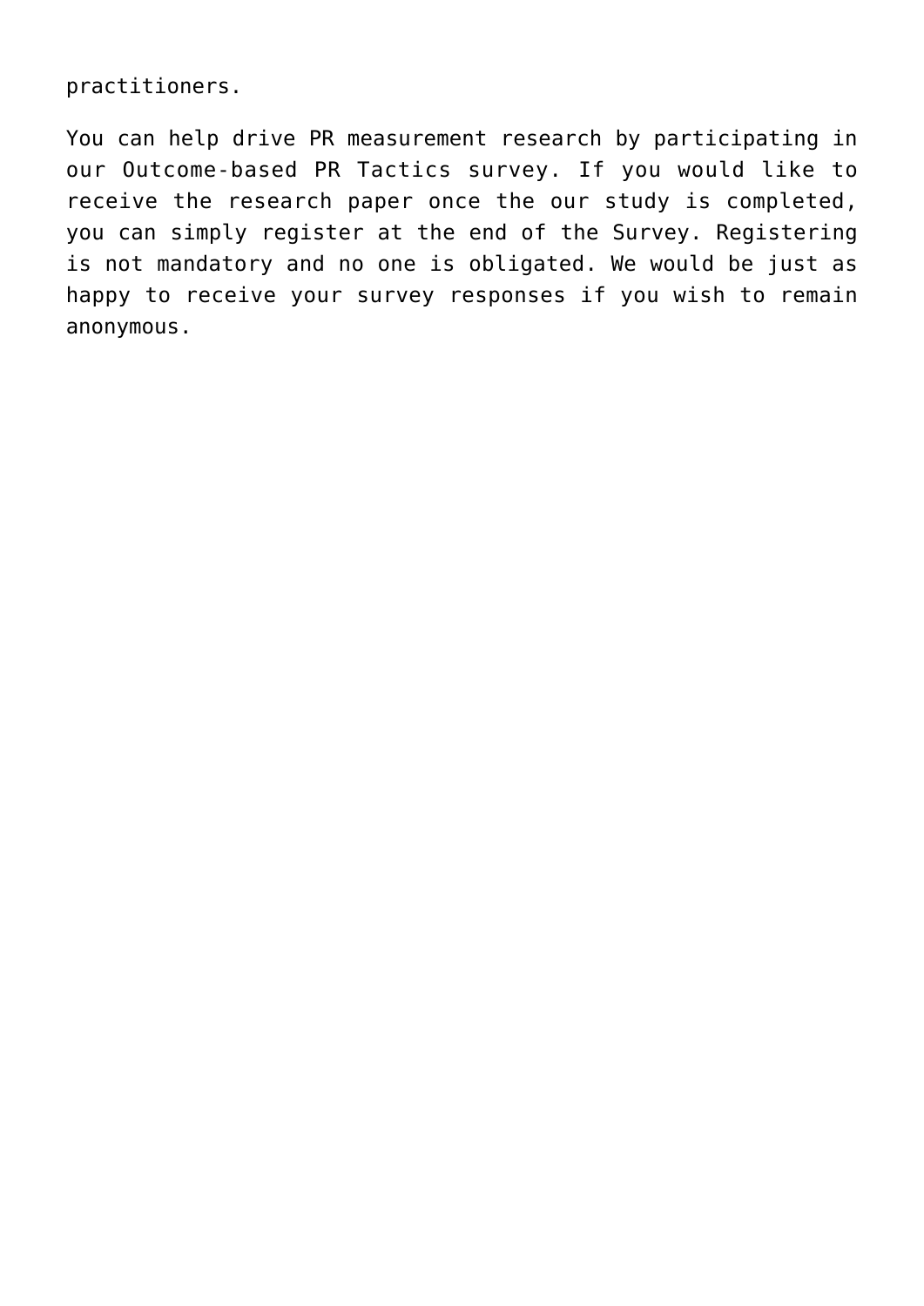practitioners.

You can help drive PR measurement research by participating in our Outcome-based PR Tactics survey. If you would like to receive the research paper once the our study is completed, you can simply register at the end of the Survey. Registering is not mandatory and no one is obligated. We would be just as happy to receive your survey responses if you wish to remain anonymous.